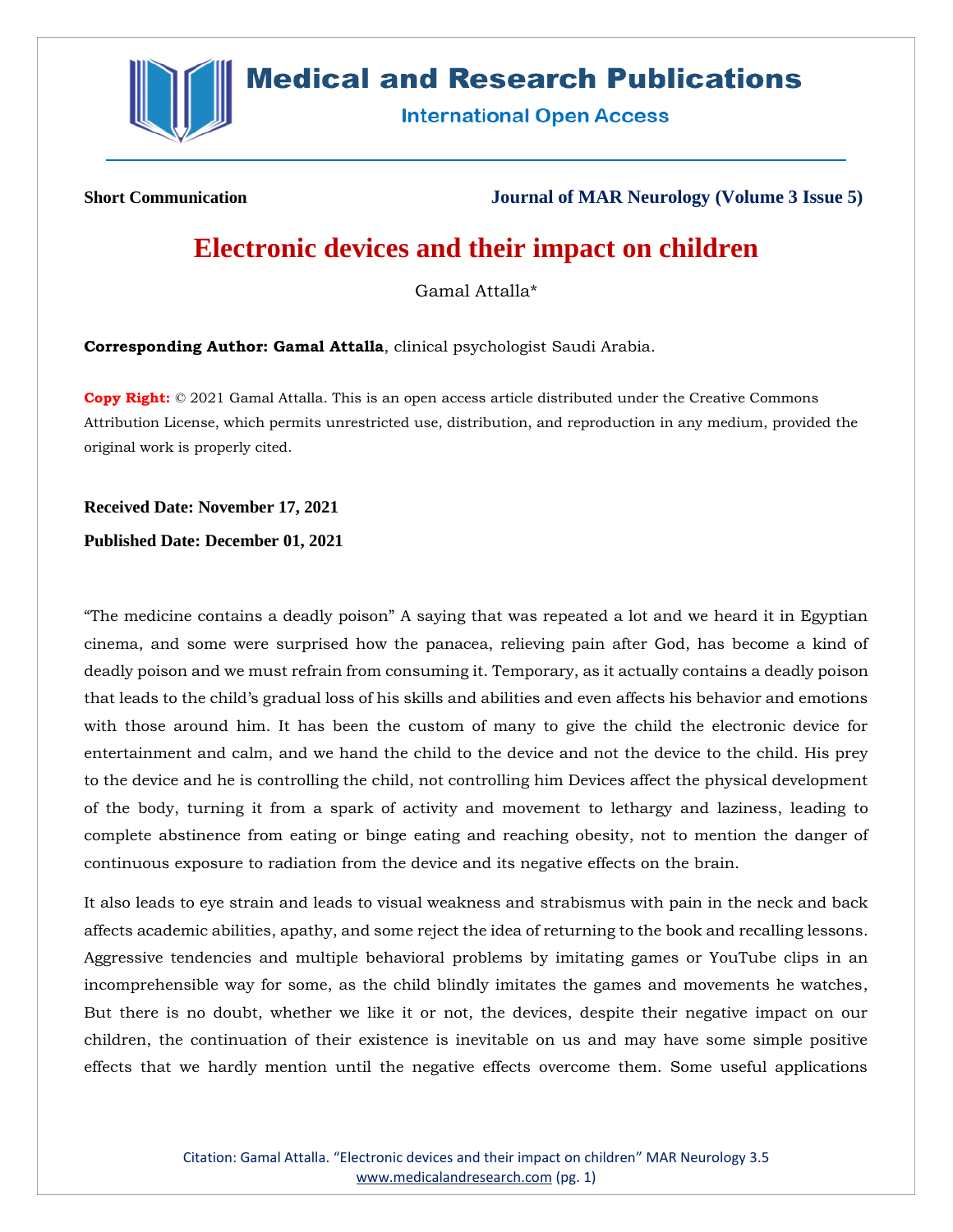Short Communication

Journal of MAR Neurology (Volume 3 Issue 5)

# Electronic devices and their impact on children

Gamal Attalla*

**Corresponding Author: Gamal Attalla**, clinical psychologist Saudi Arabia.

**Copy Right:** © 2021 Gamal Attalla. This is an open access article distributed under the Creative Commons Attribution License, which permits unrestricted use, distribution, and reproduction in any medium, provided the original work is properly cited.

**Received Date: November 17, 2021**

**Published Date: December 01, 2021**

“The medicine contains a deadly poison” A saying that was repeated a lot and we heard it in Egyptian cinema, and some were surprised how the panacea, relieving pain after God, has become a kind of deadly poison and we must refrain from consuming it. Temporary, as it actually contains a deadly poison that leads to the child’s gradual loss of his skills and abilities and even affects his behavior and emotions with those around him. It has been the custom of many to give the child the electronic device for entertainment and calm, and we hand the child to the device and not the device to the child. His prey to the device and he is controlling the child, not controlling him Devices affect the physical development of the body, turning it from a spark of activity and movement to lethargy and laziness, leading to complete abstinence from eating or binge eating and reaching obesity, not to mention the danger of continuous exposure to radiation from the device and its negative effects on the brain.

It also leads to eye strain and leads to visual weakness and strabismus with pain in the neck and back affects academic abilities, apathy, and some reject the idea of returning to the book and recalling lessons. Aggressive tendencies and multiple behavioral problems by imitating games or YouTube clips in an incomprehensible way for some, as the child blindly imitates the games and movements he watches, But there is no doubt, whether we like it or not, the devices, despite their negative impact on our children, the continuation of their existence is inevitable on us and may have some simple positive effects that we hardly mention until the negative effects overcome them. Some useful applications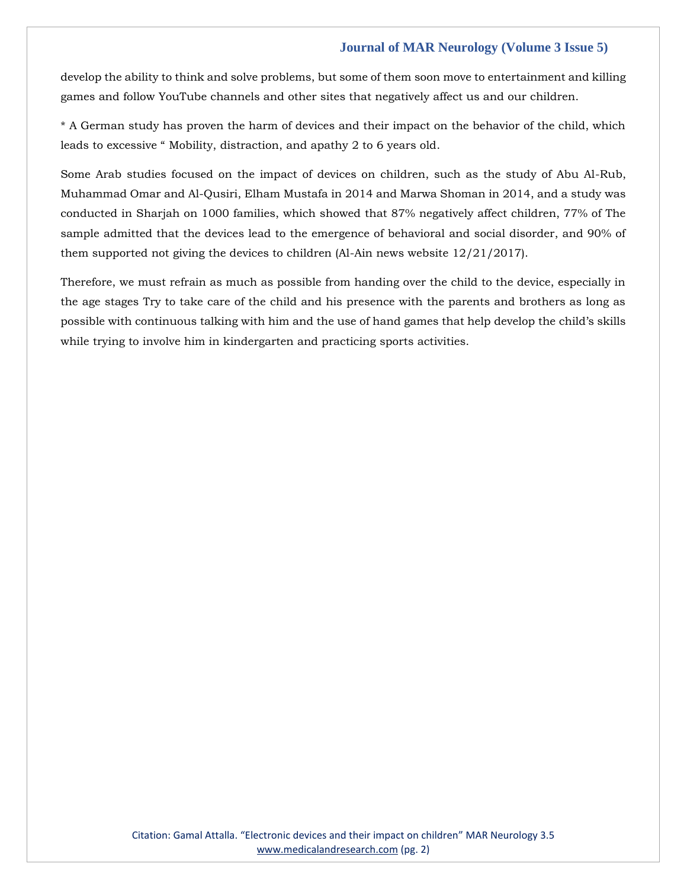develop the ability to think and solve problems, but some of them soon move to entertainment and killing games and follow YouTube channels and other sites that negatively affect us and our children.

* A German study has proven the harm of devices and their impact on the behavior of the child, which leads to excessive " Mobility, distraction, and apathy 2 to 6 years old.

Some Arab studies focused on the impact of devices on children, such as the study of Abu Al-Rub, Muhammad Omar and Al-Qusiri, Elham Mustafa in 2014 and Marwa Shoman in 2014, and a study was conducted in Sharjah on 1000 families, which showed that 87% negatively affect children, 77% of The sample admitted that the devices lead to the emergence of behavioral and social disorder, and 90% of them supported not giving the devices to children (Al-Ain news website 12/21/2017).

Therefore, we must refrain as much as possible from handing over the child to the device, especially in the age stages Try to take care of the child and his presence with the parents and brothers as long as possible with continuous talking with him and the use of hand games that help develop the child's skills while trying to involve him in kindergarten and practicing sports activities.